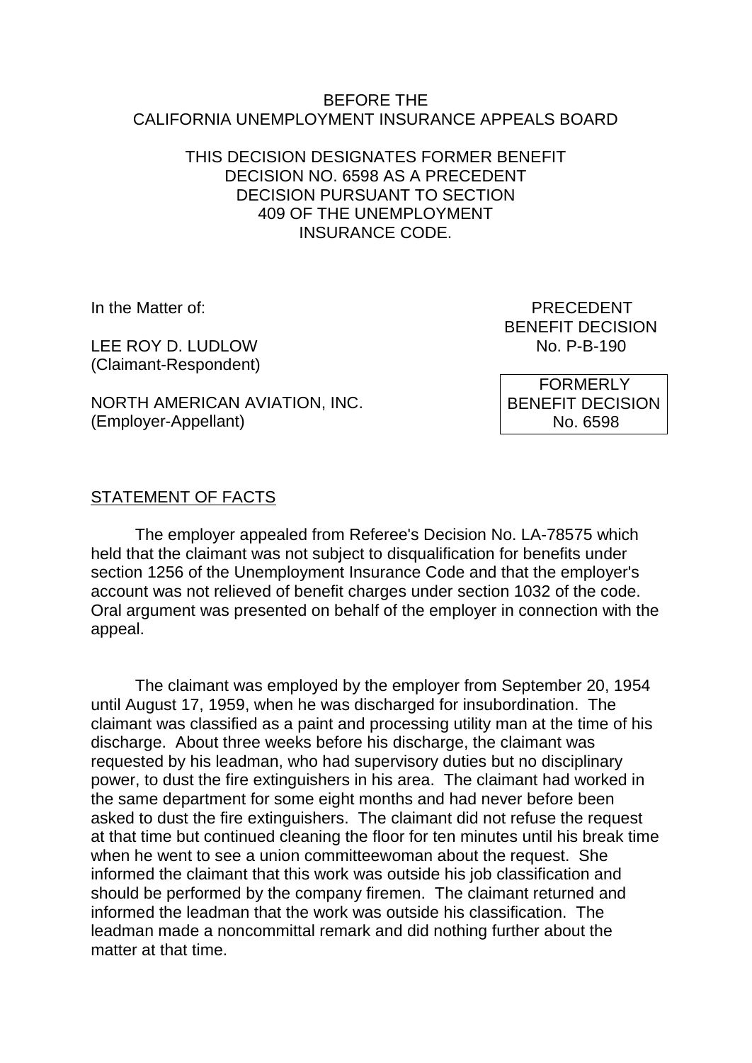BEFORE THE
CALIFORNIA UNEMPLOYMENT INSURANCE APPEALS BOARD

THIS DECISION DESIGNATES FORMER BENEFIT DECISION NO. 6598 AS A PRECEDENT DECISION PURSUANT TO SECTION 409 OF THE UNEMPLOYMENT INSURANCE CODE.

In the Matter of:

LEE ROY D. LUDLOW
(Claimant-Respondent)

NORTH AMERICAN AVIATION, INC.
(Employer-Appellant)

PRECEDENT
BENEFIT DECISION
No. P-B-190

FORMERLY
BENEFIT DECISION
No. 6598

## STATEMENT OF FACTS

The employer appealed from Referee's Decision No. LA-78575 which held that the claimant was not subject to disqualification for benefits under section 1256 of the Unemployment Insurance Code and that the employer's account was not relieved of benefit charges under section 1032 of the code. Oral argument was presented on behalf of the employer in connection with the appeal.

The claimant was employed by the employer from September 20, 1954 until August 17, 1959, when he was discharged for insubordination. The claimant was classified as a paint and processing utility man at the time of his discharge. About three weeks before his discharge, the claimant was requested by his leadman, who had supervisory duties but no disciplinary power, to dust the fire extinguishers in his area. The claimant had worked in the same department for some eight months and had never before been asked to dust the fire extinguishers. The claimant did not refuse the request at that time but continued cleaning the floor for ten minutes until his break time when he went to see a union committeewoman about the request. She informed the claimant that this work was outside his job classification and should be performed by the company firemen. The claimant returned and informed the leadman that the work was outside his classification. The leadman made a noncommittal remark and did nothing further about the matter at that time.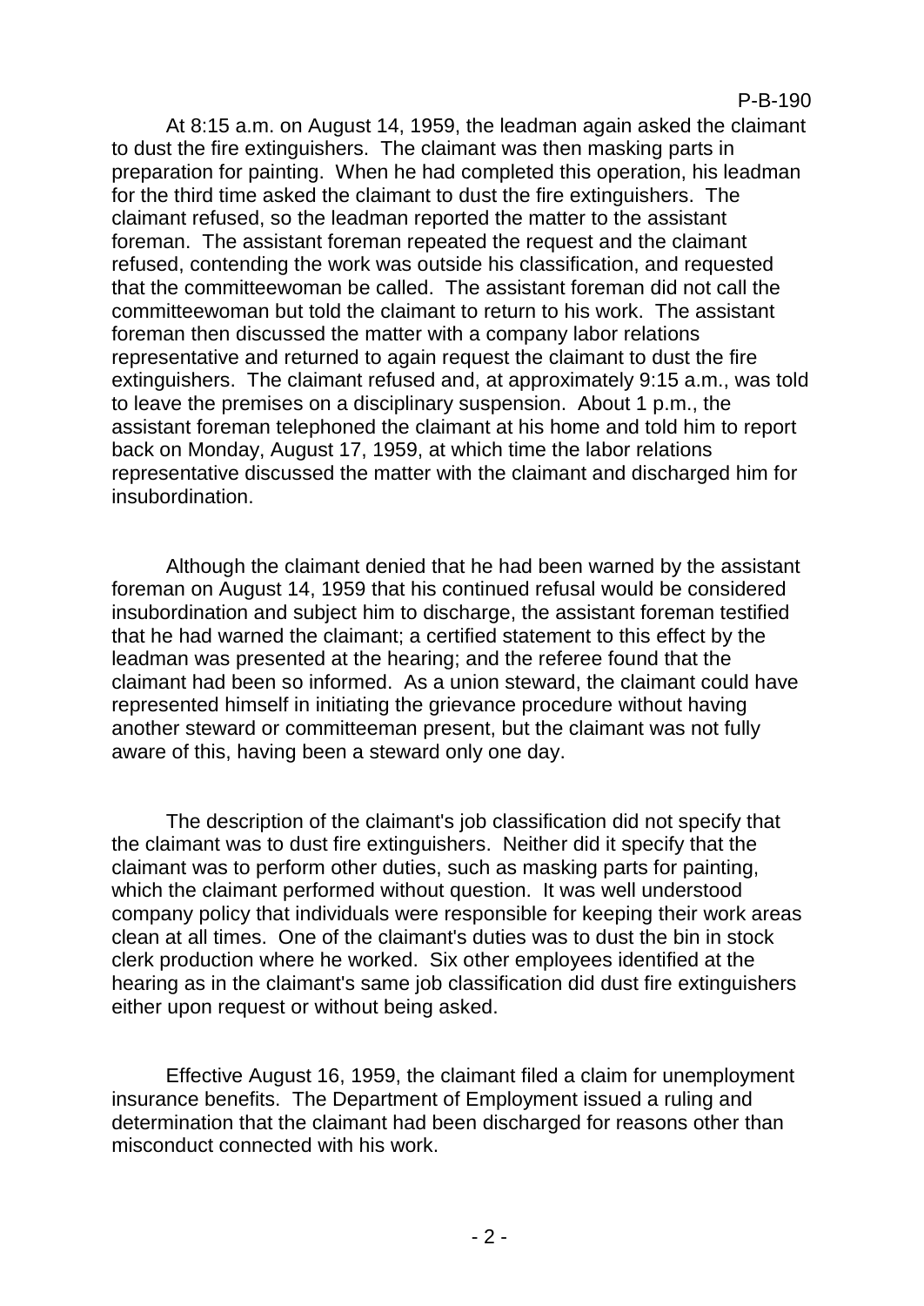At 8:15 a.m. on August 14, 1959, the leadman again asked the claimant to dust the fire extinguishers. The claimant was then masking parts in preparation for painting. When he had completed this operation, his leadman for the third time asked the claimant to dust the fire extinguishers. The claimant refused, so the leadman reported the matter to the assistant foreman. The assistant foreman repeated the request and the claimant refused, contending the work was outside his classification, and requested that the committeewoman be called. The assistant foreman did not call the committeewoman but told the claimant to return to his work. The assistant foreman then discussed the matter with a company labor relations representative and returned to again request the claimant to dust the fire extinguishers. The claimant refused and, at approximately 9:15 a.m., was told to leave the premises on a disciplinary suspension. About 1 p.m., the assistant foreman telephoned the claimant at his home and told him to report back on Monday, August 17, 1959, at which time the labor relations representative discussed the matter with the claimant and discharged him for insubordination.

Although the claimant denied that he had been warned by the assistant foreman on August 14, 1959 that his continued refusal would be considered insubordination and subject him to discharge, the assistant foreman testified that he had warned the claimant; a certified statement to this effect by the leadman was presented at the hearing; and the referee found that the claimant had been so informed. As a union steward, the claimant could have represented himself in initiating the grievance procedure without having another steward or committeeman present, but the claimant was not fully aware of this, having been a steward only one day.

The description of the claimant's job classification did not specify that the claimant was to dust fire extinguishers. Neither did it specify that the claimant was to perform other duties, such as masking parts for painting, which the claimant performed without question. It was well understood company policy that individuals were responsible for keeping their work areas clean at all times. One of the claimant's duties was to dust the bin in stock clerk production where he worked. Six other employees identified at the hearing as in the claimant's same job classification did dust fire extinguishers either upon request or without being asked.

Effective August 16, 1959, the claimant filed a claim for unemployment insurance benefits. The Department of Employment issued a ruling and determination that the claimant had been discharged for reasons other than misconduct connected with his work.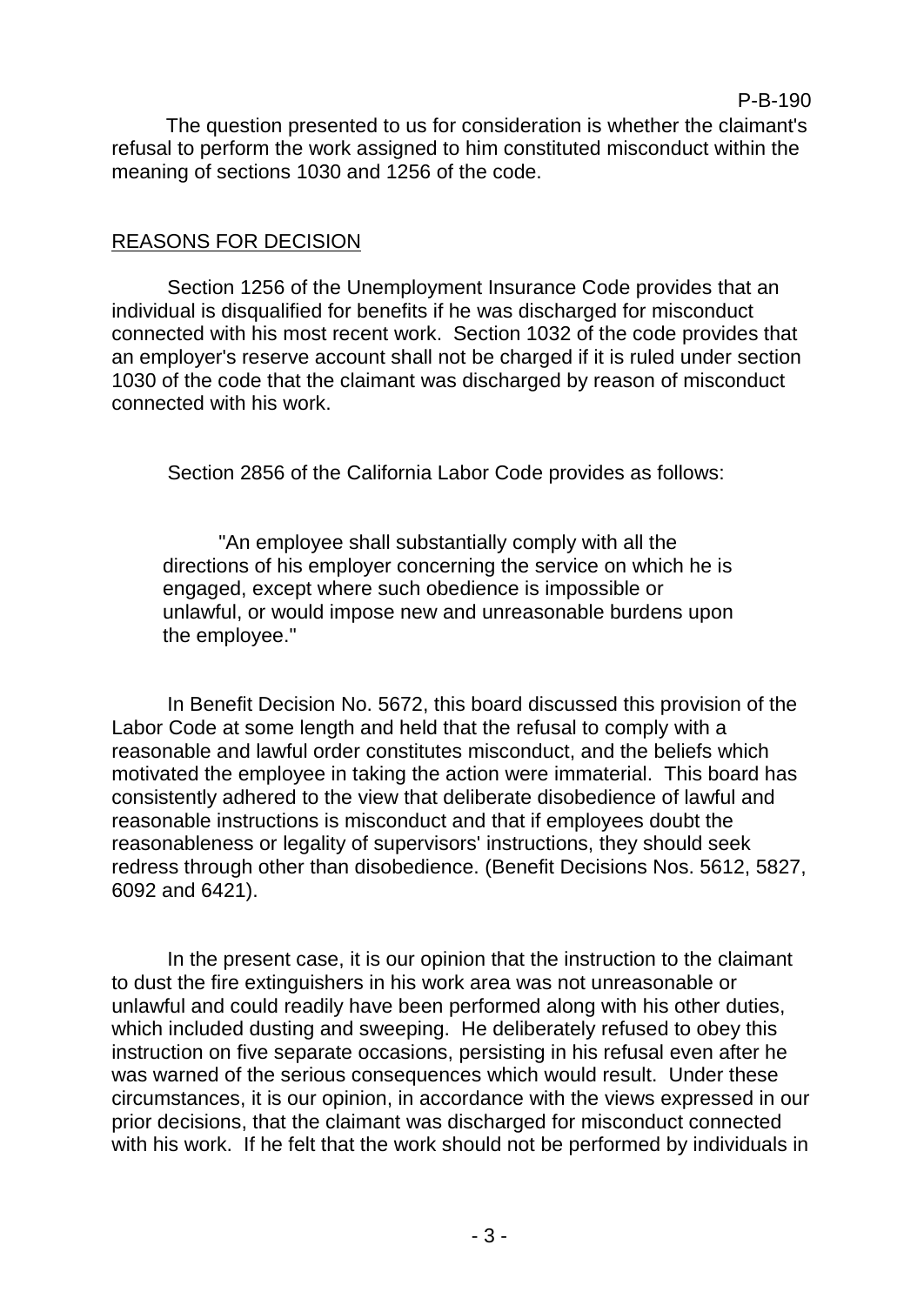The question presented to us for consideration is whether the claimant's refusal to perform the work assigned to him constituted misconduct within the meaning of sections 1030 and 1256 of the code.

## REASONS FOR DECISION

Section 1256 of the Unemployment Insurance Code provides that an individual is disqualified for benefits if he was discharged for misconduct connected with his most recent work. Section 1032 of the code provides that an employer's reserve account shall not be charged if it is ruled under section 1030 of the code that the claimant was discharged by reason of misconduct connected with his work.

Section 2856 of the California Labor Code provides as follows:

> "An employee shall substantially comply with all the directions of his employer concerning the service on which he is engaged, except where such obedience is impossible or unlawful, or would impose new and unreasonable burdens upon the employee."

In Benefit Decision No. 5672, this board discussed this provision of the Labor Code at some length and held that the refusal to comply with a reasonable and lawful order constitutes misconduct, and the beliefs which motivated the employee in taking the action were immaterial. This board has consistently adhered to the view that deliberate disobedience of lawful and reasonable instructions is misconduct and that if employees doubt the reasonableness or legality of supervisors' instructions, they should seek redress through other than disobedience. (Benefit Decisions Nos. 5612, 5827, 6092 and 6421).

In the present case, it is our opinion that the instruction to the claimant to dust the fire extinguishers in his work area was not unreasonable or unlawful and could readily have been performed along with his other duties, which included dusting and sweeping. He deliberately refused to obey this instruction on five separate occasions, persisting in his refusal even after he was warned of the serious consequences which would result. Under these circumstances, it is our opinion, in accordance with the views expressed in our prior decisions, that the claimant was discharged for misconduct connected with his work. If he felt that the work should not be performed by individuals in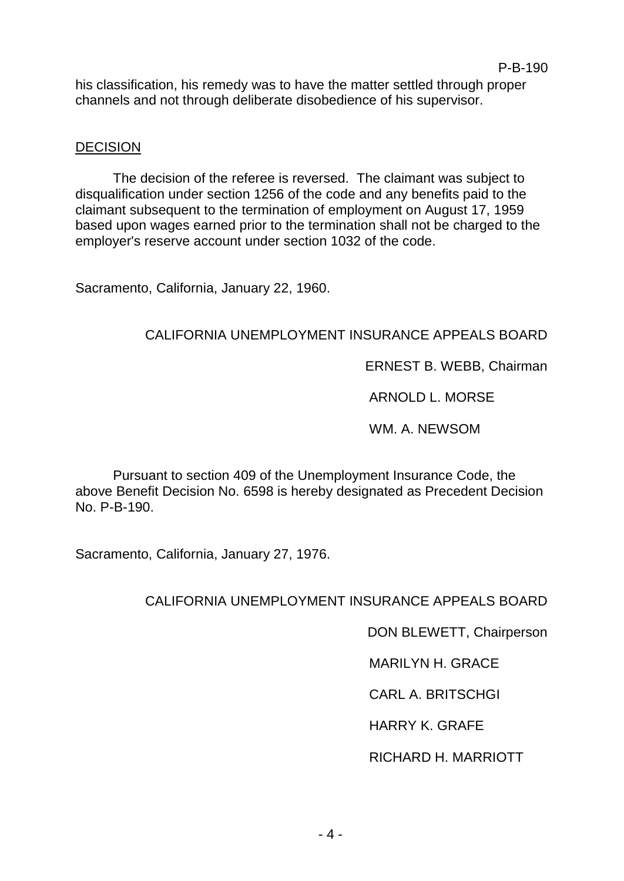his classification, his remedy was to have the matter settled through proper channels and not through deliberate disobedience of his supervisor.

DECISION

The decision of the referee is reversed. The claimant was subject to disqualification under section 1256 of the code and any benefits paid to the claimant subsequent to the termination of employment on August 17, 1959 based upon wages earned prior to the termination shall not be charged to the employer's reserve account under section 1032 of the code.

Sacramento, California, January 22, 1960.

CALIFORNIA UNEMPLOYMENT INSURANCE APPEALS BOARD

ERNEST B. WEBB, Chairman

ARNOLD L. MORSE

WM. A. NEWSOM

Pursuant to section 409 of the Unemployment Insurance Code, the above Benefit Decision No. 6598 is hereby designated as Precedent Decision No. P-B-190.

Sacramento, California, January 27, 1976.

CALIFORNIA UNEMPLOYMENT INSURANCE APPEALS BOARD

DON BLEWETT, Chairperson

MARILYN H. GRACE

CARL A. BRITSCHGI

HARRY K. GRAFE

RICHARD H. MARRIOTT